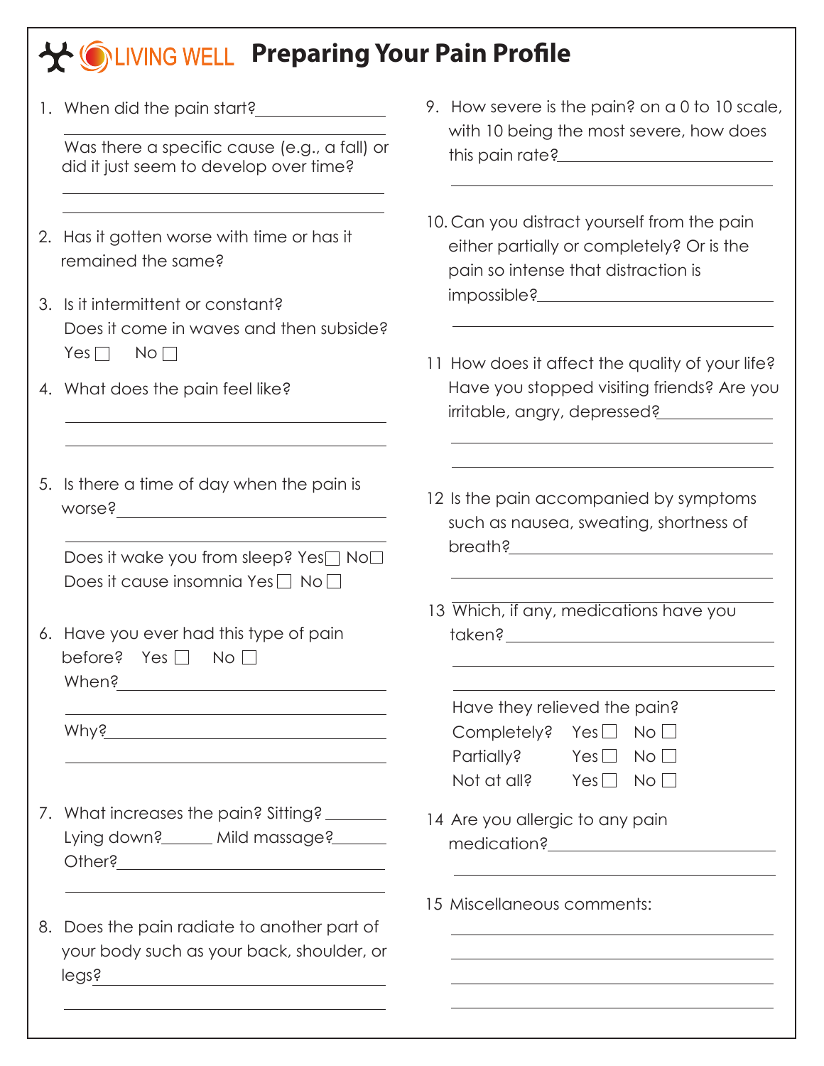# LIVING WELL Preparing Your Pain Profile

1. When did the pain start? ________________

   ________________

   Was there a specific cause (e.g., a fall) or did it just seem to develop over time?

   ________________

   ________________

2. Has it gotten worse with time or has it remained the same?

3. Is it intermittent or constant?
   Does it come in waves and then subside?
   Yes ☐ No ☐

4. What does the pain feel like?

   ________________

   ________________

5. Is there a time of day when the pain is worse? ________________

   ________________

   Does it wake you from sleep? Yes ☐ No ☐
   Does it cause insomnia Yes ☐ No ☐

6. Have you ever had this type of pain before? Yes ☐ No ☐
   When? ________________

   ________________

   Why? ________________

   ________________

7. What increases the pain? Sitting? ________
   Lying down? ______ Mild massage? ______
   Other? ________________

   ________________

8. Does the pain radiate to another part of your body such as your back, shoulder, or legs? ________________

   ________________

9. How severe is the pain? on a 0 to 10 scale, with 10 being the most severe, how does this pain rate? ________________

   ________________

10. Can you distract yourself from the pain either partially or completely? Or is the pain so intense that distraction is impossible? ________________

    ________________

11 How does it affect the quality of your life? Have you stopped visiting friends? Are you irritable, angry, depressed? ________________

   ________________

   ________________

12 Is the pain accompanied by symptoms such as nausea, sweating, shortness of breath? ________________

   ________________

   ________________

13 Which, if any, medications have you taken? ________________

   ________________

   ________________

   Have they relieved the pain?
   Completely? Yes ☐ No ☐
   Partially? Yes ☐ No ☐
   Not at all? Yes ☐ No ☐

14 Are you allergic to any pain medication? ________________

   ________________

15 Miscellaneous comments:

   ________________

   ________________

   ________________

   ________________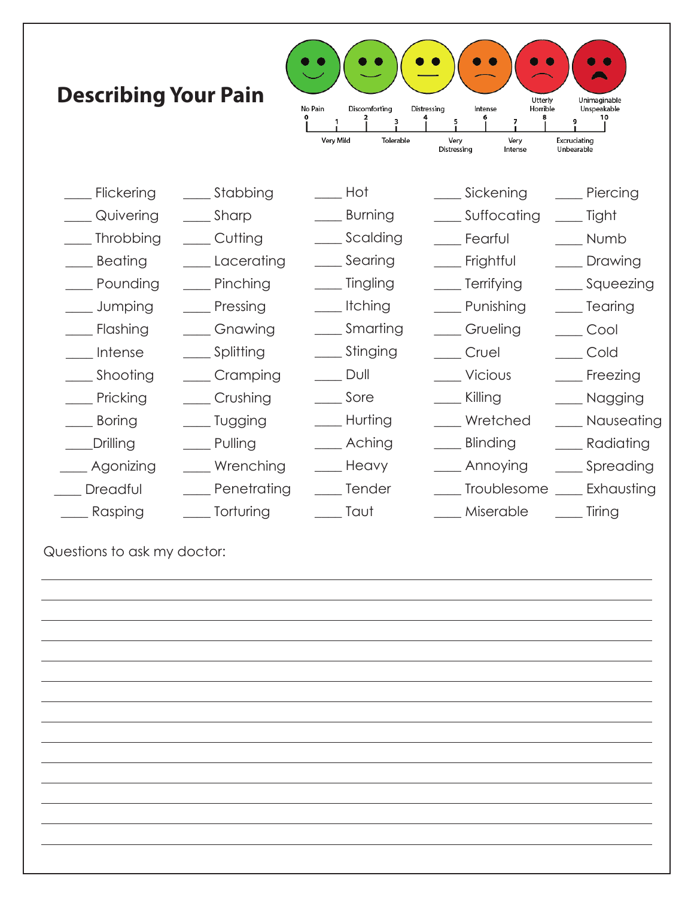# Describing Your Pain

No Pain 0 · Very Mild 1 · Discomforting 2 · Tolerable 3 · Distressing 4 · Very Distressing 5 · Intense 6 · Very Intense 7 · Utterly Horrible 8 · Excruciating Unbearable 9 · Unimaginable Unspeakable 10

| | | | | |
|---|---|---|---|---|
| ____ Flickering | ____ Stabbing | ____ Hot | ____ Sickening | ____ Piercing |
| ____ Quivering | ____ Sharp | ____ Burning | ____ Suffocating | ____ Tight |
| ____ Throbbing | ____ Cutting | ____ Scalding | ____ Fearful | ____ Numb |
| ____ Beating | ____ Lacerating | ____ Searing | ____ Frightful | ____ Drawing |
| ____ Pounding | ____ Pinching | ____ Tingling | ____ Terrifying | ____ Squeezing |
| ____ Jumping | ____ Pressing | ____ Itching | ____ Punishing | ____ Tearing |
| ____ Flashing | ____ Gnawing | ____ Smarting | ____ Grueling | ____ Cool |
| ____ Intense | ____ Splitting | ____ Stinging | ____ Cruel | ____ Cold |
| ____ Shooting | ____ Cramping | ____ Dull | ____ Vicious | ____ Freezing |
| ____ Pricking | ____ Crushing | ____ Sore | ____ Killing | ____ Nagging |
| ____ Boring | ____ Tugging | ____ Hurting | ____ Wretched | ____ Nauseating |
| ____Drilling | ____ Pulling | ____ Aching | ____ Blinding | ____ Radiating |
| ____ Agonizing | ____ Wrenching | ____ Heavy | ____ Annoying | ____ Spreading |
| ____ Dreadful | ____ Penetrating | ____ Tender | ____ Troublesome | ____ Exhausting |
| ____ Rasping | ____ Torturing | ____ Taut | ____ Miserable | ____ Tiring |

Questions to ask my doctor:

______________________________________________________________________

______________________________________________________________________

______________________________________________________________________

______________________________________________________________________

______________________________________________________________________

______________________________________________________________________

______________________________________________________________________

______________________________________________________________________

______________________________________________________________________

______________________________________________________________________

______________________________________________________________________

______________________________________________________________________

______________________________________________________________________